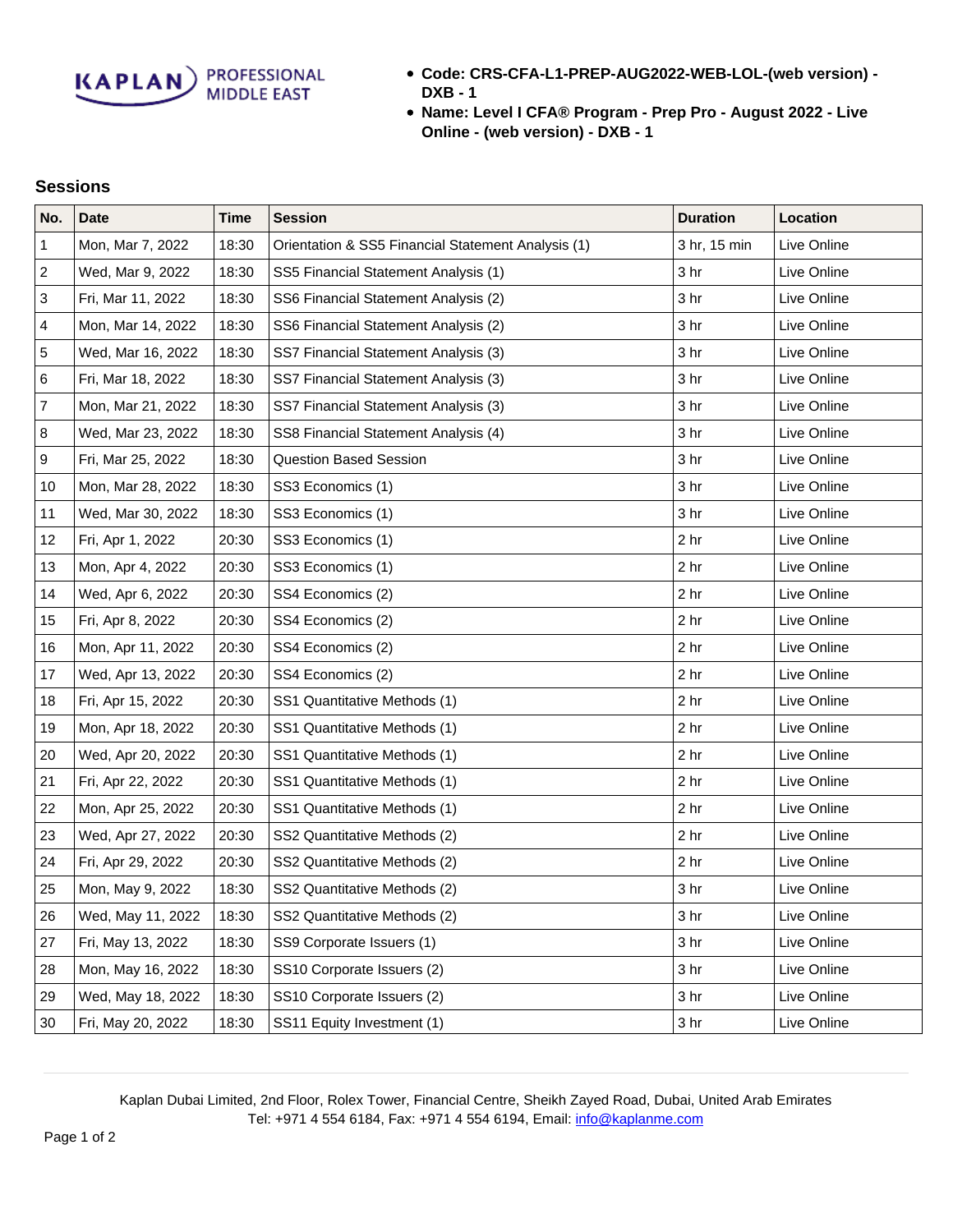KAPLAN PROFESSIONAL MIDDLE EAST

- **Code: CRS-CFA-L1-PREP-AUG2022-WEB-LOL-(web version) - DXB - 1**
- **Name: Level I CFA® Program - Prep Pro - August 2022 - Live Online - (web version) - DXB - 1**

## Sessions

| No. | Date | Time | Session | Duration | Location |
|---|---|---|---|---|---|
| 1 | Mon, Mar 7, 2022 | 18:30 | Orientation & SS5 Financial Statement Analysis (1) | 3 hr, 15 min | Live Online |
| 2 | Wed, Mar 9, 2022 | 18:30 | SS5 Financial Statement Analysis (1) | 3 hr | Live Online |
| 3 | Fri, Mar 11, 2022 | 18:30 | SS6 Financial Statement Analysis (2) | 3 hr | Live Online |
| 4 | Mon, Mar 14, 2022 | 18:30 | SS6 Financial Statement Analysis (2) | 3 hr | Live Online |
| 5 | Wed, Mar 16, 2022 | 18:30 | SS7 Financial Statement Analysis (3) | 3 hr | Live Online |
| 6 | Fri, Mar 18, 2022 | 18:30 | SS7 Financial Statement Analysis (3) | 3 hr | Live Online |
| 7 | Mon, Mar 21, 2022 | 18:30 | SS7 Financial Statement Analysis (3) | 3 hr | Live Online |
| 8 | Wed, Mar 23, 2022 | 18:30 | SS8 Financial Statement Analysis (4) | 3 hr | Live Online |
| 9 | Fri, Mar 25, 2022 | 18:30 | Question Based Session | 3 hr | Live Online |
| 10 | Mon, Mar 28, 2022 | 18:30 | SS3 Economics (1) | 3 hr | Live Online |
| 11 | Wed, Mar 30, 2022 | 18:30 | SS3 Economics (1) | 3 hr | Live Online |
| 12 | Fri, Apr 1, 2022 | 20:30 | SS3 Economics (1) | 2 hr | Live Online |
| 13 | Mon, Apr 4, 2022 | 20:30 | SS3 Economics (1) | 2 hr | Live Online |
| 14 | Wed, Apr 6, 2022 | 20:30 | SS4 Economics (2) | 2 hr | Live Online |
| 15 | Fri, Apr 8, 2022 | 20:30 | SS4 Economics (2) | 2 hr | Live Online |
| 16 | Mon, Apr 11, 2022 | 20:30 | SS4 Economics (2) | 2 hr | Live Online |
| 17 | Wed, Apr 13, 2022 | 20:30 | SS4 Economics (2) | 2 hr | Live Online |
| 18 | Fri, Apr 15, 2022 | 20:30 | SS1 Quantitative Methods (1) | 2 hr | Live Online |
| 19 | Mon, Apr 18, 2022 | 20:30 | SS1 Quantitative Methods (1) | 2 hr | Live Online |
| 20 | Wed, Apr 20, 2022 | 20:30 | SS1 Quantitative Methods (1) | 2 hr | Live Online |
| 21 | Fri, Apr 22, 2022 | 20:30 | SS1 Quantitative Methods (1) | 2 hr | Live Online |
| 22 | Mon, Apr 25, 2022 | 20:30 | SS1 Quantitative Methods (1) | 2 hr | Live Online |
| 23 | Wed, Apr 27, 2022 | 20:30 | SS2 Quantitative Methods (2) | 2 hr | Live Online |
| 24 | Fri, Apr 29, 2022 | 20:30 | SS2 Quantitative Methods (2) | 2 hr | Live Online |
| 25 | Mon, May 9, 2022 | 18:30 | SS2 Quantitative Methods (2) | 3 hr | Live Online |
| 26 | Wed, May 11, 2022 | 18:30 | SS2 Quantitative Methods (2) | 3 hr | Live Online |
| 27 | Fri, May 13, 2022 | 18:30 | SS9 Corporate Issuers (1) | 3 hr | Live Online |
| 28 | Mon, May 16, 2022 | 18:30 | SS10 Corporate Issuers (2) | 3 hr | Live Online |
| 29 | Wed, May 18, 2022 | 18:30 | SS10 Corporate Issuers (2) | 3 hr | Live Online |
| 30 | Fri, May 20, 2022 | 18:30 | SS11 Equity Investment (1) | 3 hr | Live Online |

Kaplan Dubai Limited, 2nd Floor, Rolex Tower, Financial Centre, Sheikh Zayed Road, Dubai, United Arab Emirates
Tel: +971 4 554 6184, Fax: +971 4 554 6194, Email: info@kaplanme.com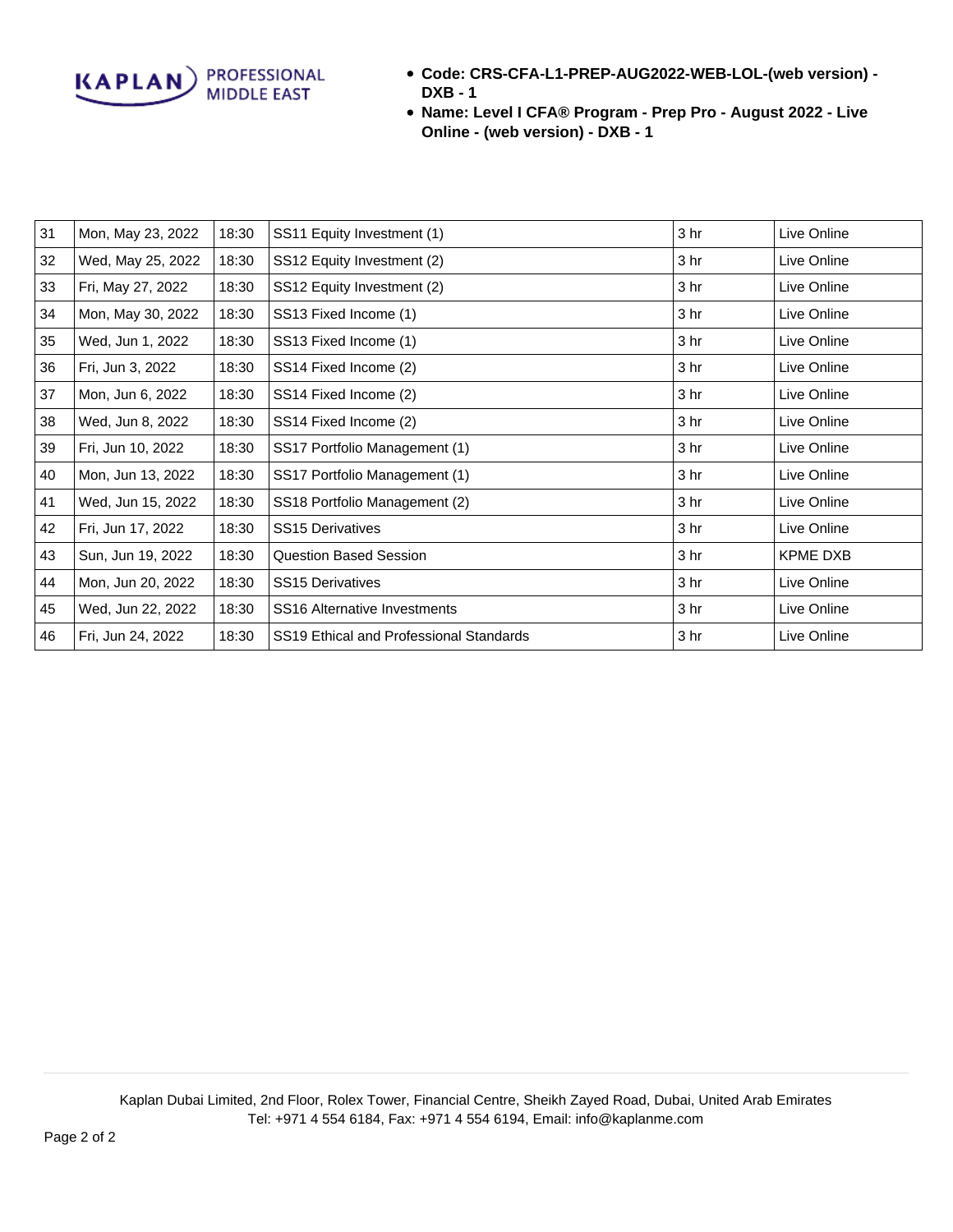- **Code: CRS-CFA-L1-PREP-AUG2022-WEB-LOL-(web version) - DXB - 1**
- **Name: Level I CFA® Program - Prep Pro - August 2022 - Live Online - (web version) - DXB - 1**

| | | | | | |
|---|---|---|---|---|---|
| 31 | Mon, May 23, 2022 | 18:30 | SS11 Equity Investment (1) | 3 hr | Live Online |
| 32 | Wed, May 25, 2022 | 18:30 | SS12 Equity Investment (2) | 3 hr | Live Online |
| 33 | Fri, May 27, 2022 | 18:30 | SS12 Equity Investment (2) | 3 hr | Live Online |
| 34 | Mon, May 30, 2022 | 18:30 | SS13 Fixed Income (1) | 3 hr | Live Online |
| 35 | Wed, Jun 1, 2022 | 18:30 | SS13 Fixed Income (1) | 3 hr | Live Online |
| 36 | Fri, Jun 3, 2022 | 18:30 | SS14 Fixed Income (2) | 3 hr | Live Online |
| 37 | Mon, Jun 6, 2022 | 18:30 | SS14 Fixed Income (2) | 3 hr | Live Online |
| 38 | Wed, Jun 8, 2022 | 18:30 | SS14 Fixed Income (2) | 3 hr | Live Online |
| 39 | Fri, Jun 10, 2022 | 18:30 | SS17 Portfolio Management (1) | 3 hr | Live Online |
| 40 | Mon, Jun 13, 2022 | 18:30 | SS17 Portfolio Management (1) | 3 hr | Live Online |
| 41 | Wed, Jun 15, 2022 | 18:30 | SS18 Portfolio Management (2) | 3 hr | Live Online |
| 42 | Fri, Jun 17, 2022 | 18:30 | SS15 Derivatives | 3 hr | Live Online |
| 43 | Sun, Jun 19, 2022 | 18:30 | Question Based Session | 3 hr | KPME DXB |
| 44 | Mon, Jun 20, 2022 | 18:30 | SS15 Derivatives | 3 hr | Live Online |
| 45 | Wed, Jun 22, 2022 | 18:30 | SS16 Alternative Investments | 3 hr | Live Online |
| 46 | Fri, Jun 24, 2022 | 18:30 | SS19 Ethical and Professional Standards | 3 hr | Live Online |

Kaplan Dubai Limited, 2nd Floor, Rolex Tower, Financial Centre, Sheikh Zayed Road, Dubai, United Arab Emirates
Tel: +971 4 554 6184, Fax: +971 4 554 6194, Email: info@kaplanme.com